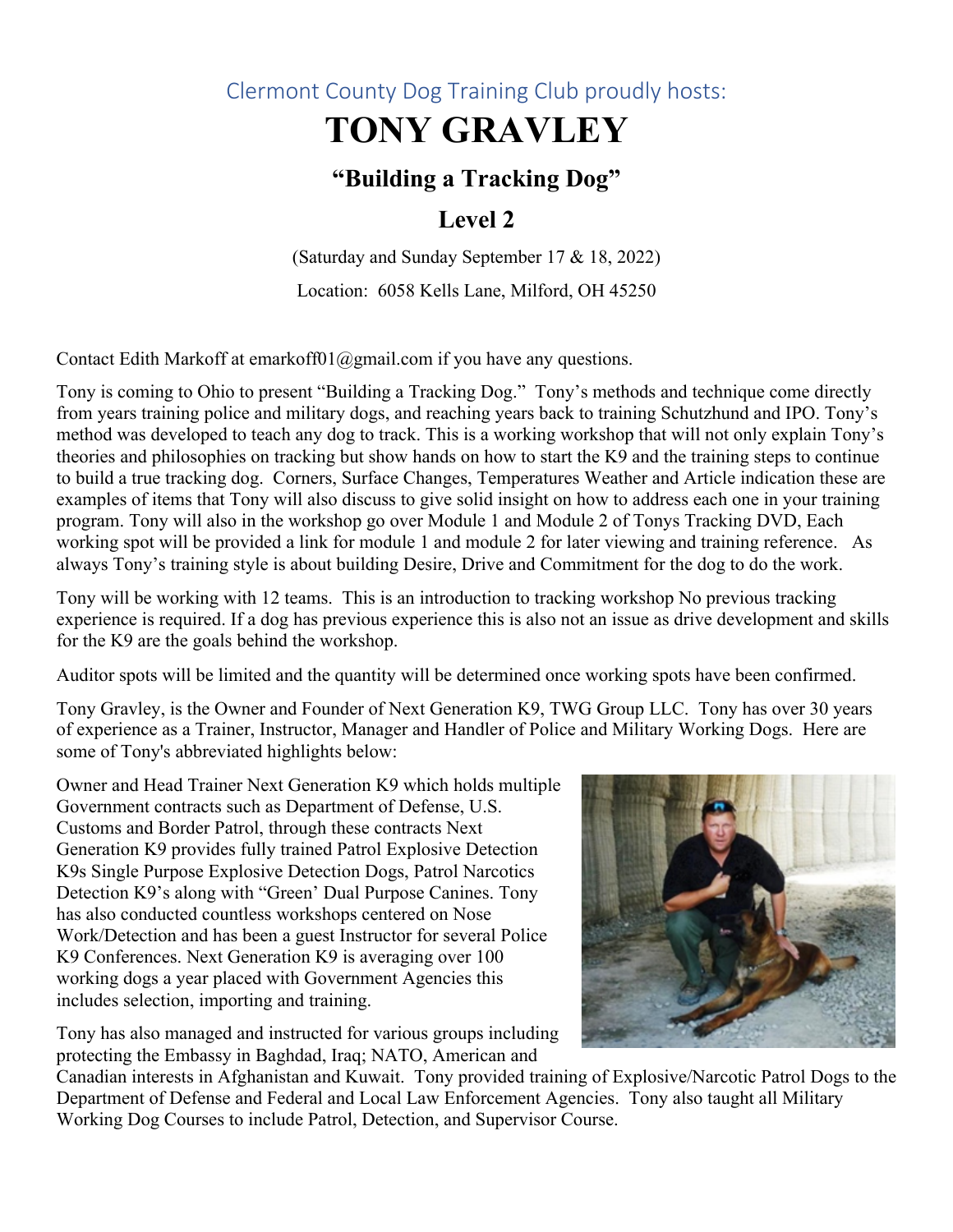Clermont County Dog Training Club proudly hosts:

# TONY GRAVLEY

## "Building a Tracking Dog"

## Level 2

(Saturday and Sunday September 17 & 18, 2022)

Location: 6058 Kells Lane, Milford, OH 45250

Contact Edith Markoff at emarkoff01@gmail.com if you have any questions.

Tony is coming to Ohio to present "Building a Tracking Dog." Tony's methods and technique come directly from years training police and military dogs, and reaching years back to training Schutzhund and IPO. Tony's method was developed to teach any dog to track. This is a working workshop that will not only explain Tony's theories and philosophies on tracking but show hands on how to start the K9 and the training steps to continue to build a true tracking dog. Corners, Surface Changes, Temperatures Weather and Article indication these are examples of items that Tony will also discuss to give solid insight on how to address each one in your training program. Tony will also in the workshop go over Module 1 and Module 2 of Tonys Tracking DVD, Each working spot will be provided a link for module 1 and module 2 for later viewing and training reference. As always Tony's training style is about building Desire, Drive and Commitment for the dog to do the work.

Tony will be working with 12 teams. This is an introduction to tracking workshop No previous tracking experience is required. If a dog has previous experience this is also not an issue as drive development and skills for the K9 are the goals behind the workshop.

Auditor spots will be limited and the quantity will be determined once working spots have been confirmed.

Tony Gravley, is the Owner and Founder of Next Generation K9, TWG Group LLC. Tony has over 30 years of experience as a Trainer, Instructor, Manager and Handler of Police and Military Working Dogs. Here are some of Tony's abbreviated highlights below:

Owner and Head Trainer Next Generation K9 which holds multiple Government contracts such as Department of Defense, U.S. Customs and Border Patrol, through these contracts Next Generation K9 provides fully trained Patrol Explosive Detection K9s Single Purpose Explosive Detection Dogs, Patrol Narcotics Detection K9's along with "Green' Dual Purpose Canines. Tony has also conducted countless workshops centered on Nose Work/Detection and has been a guest Instructor for several Police K9 Conferences. Next Generation K9 is averaging over 100 working dogs a year placed with Government Agencies this includes selection, importing and training.

Tony has also managed and instructed for various groups including protecting the Embassy in Baghdad, Iraq; NATO, American and Canadian interests in Afghanistan and Kuwait. Tony provided training of Explosive/Narcotic Patrol Dogs to the Department of Defense and Federal and Local Law Enforcement Agencies. Tony also taught all Military Working Dog Courses to include Patrol, Detection, and Supervisor Course.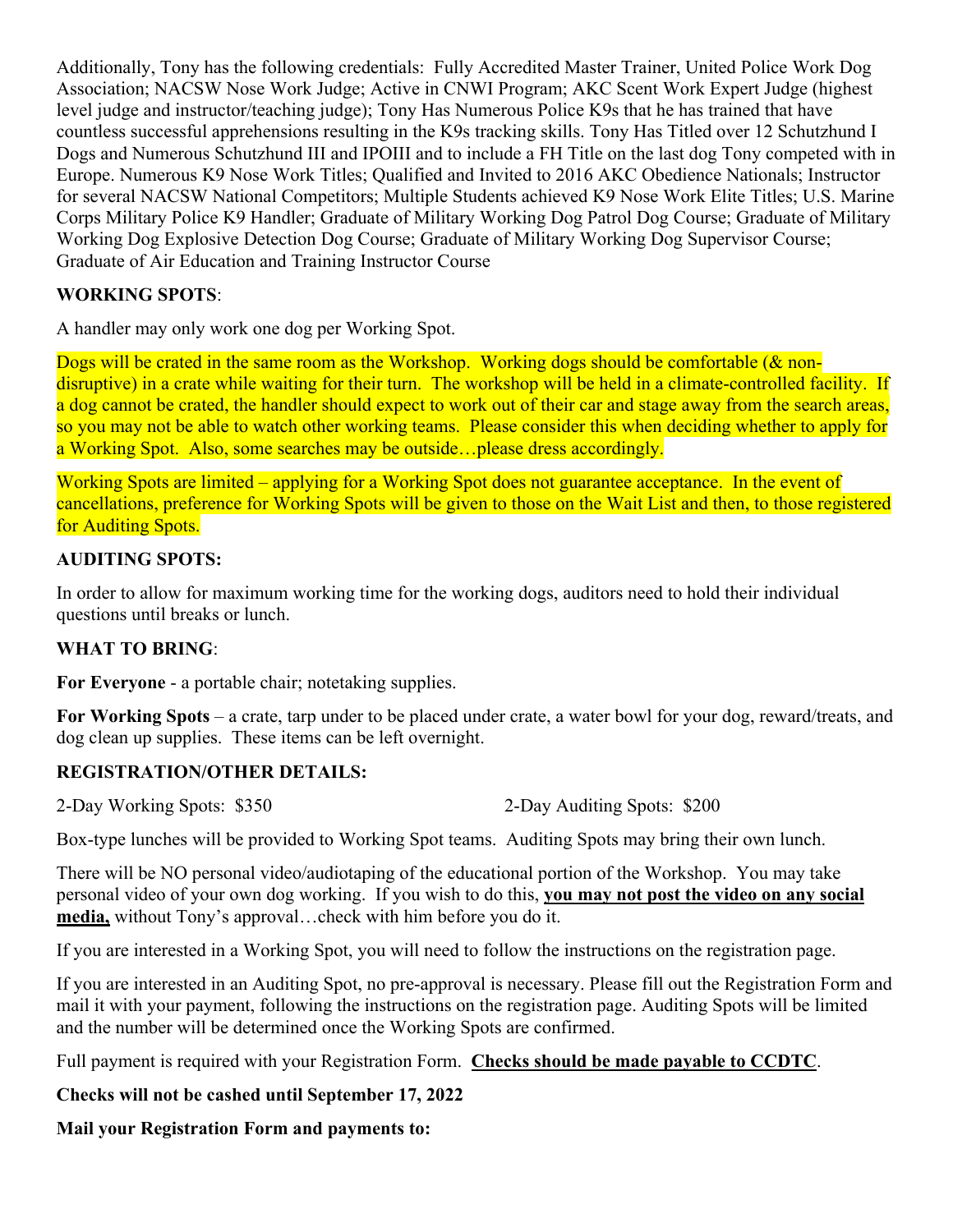Additionally, Tony has the following credentials: Fully Accredited Master Trainer, United Police Work Dog Association; NACSW Nose Work Judge; Active in CNWI Program; AKC Scent Work Expert Judge (highest level judge and instructor/teaching judge); Tony Has Numerous Police K9s that he has trained that have countless successful apprehensions resulting in the K9s tracking skills. Tony Has Titled over 12 Schutzhund I Dogs and Numerous Schutzhund III and IPOIII and to include a FH Title on the last dog Tony competed with in Europe. Numerous K9 Nose Work Titles; Qualified and Invited to 2016 AKC Obedience Nationals; Instructor for several NACSW National Competitors; Multiple Students achieved K9 Nose Work Elite Titles; U.S. Marine Corps Military Police K9 Handler; Graduate of Military Working Dog Patrol Dog Course; Graduate of Military Working Dog Explosive Detection Dog Course; Graduate of Military Working Dog Supervisor Course; Graduate of Air Education and Training Instructor Course

**WORKING SPOTS**:

A handler may only work one dog per Working Spot.

Dogs will be crated in the same room as the Workshop. Working dogs should be comfortable (& non-disruptive) in a crate while waiting for their turn. The workshop will be held in a climate-controlled facility. If a dog cannot be crated, the handler should expect to work out of their car and stage away from the search areas, so you may not be able to watch other working teams. Please consider this when deciding whether to apply for a Working Spot. Also, some searches may be outside…please dress accordingly.

Working Spots are limited – applying for a Working Spot does not guarantee acceptance. In the event of cancellations, preference for Working Spots will be given to those on the Wait List and then, to those registered for Auditing Spots.

**AUDITING SPOTS:**

In order to allow for maximum working time for the working dogs, auditors need to hold their individual questions until breaks or lunch.

**WHAT TO BRING**:

**For Everyone** - a portable chair; notetaking supplies.

**For Working Spots** – a crate, tarp under to be placed under crate, a water bowl for your dog, reward/treats, and dog clean up supplies. These items can be left overnight.

**REGISTRATION/OTHER DETAILS:**

2-Day Working Spots: $350 2-Day Auditing Spots: $200

Box-type lunches will be provided to Working Spot teams. Auditing Spots may bring their own lunch.

There will be NO personal video/audiotaping of the educational portion of the Workshop. You may take personal video of your own dog working. If you wish to do this, **you may not post the video on any social media,** without Tony's approval…check with him before you do it.

If you are interested in a Working Spot, you will need to follow the instructions on the registration page.

If you are interested in an Auditing Spot, no pre-approval is necessary. Please fill out the Registration Form and mail it with your payment, following the instructions on the registration page. Auditing Spots will be limited and the number will be determined once the Working Spots are confirmed.

Full payment is required with your Registration Form. **Checks should be made payable to CCDTC**.

**Checks will not be cashed until September 17, 2022**

**Mail your Registration Form and payments to:**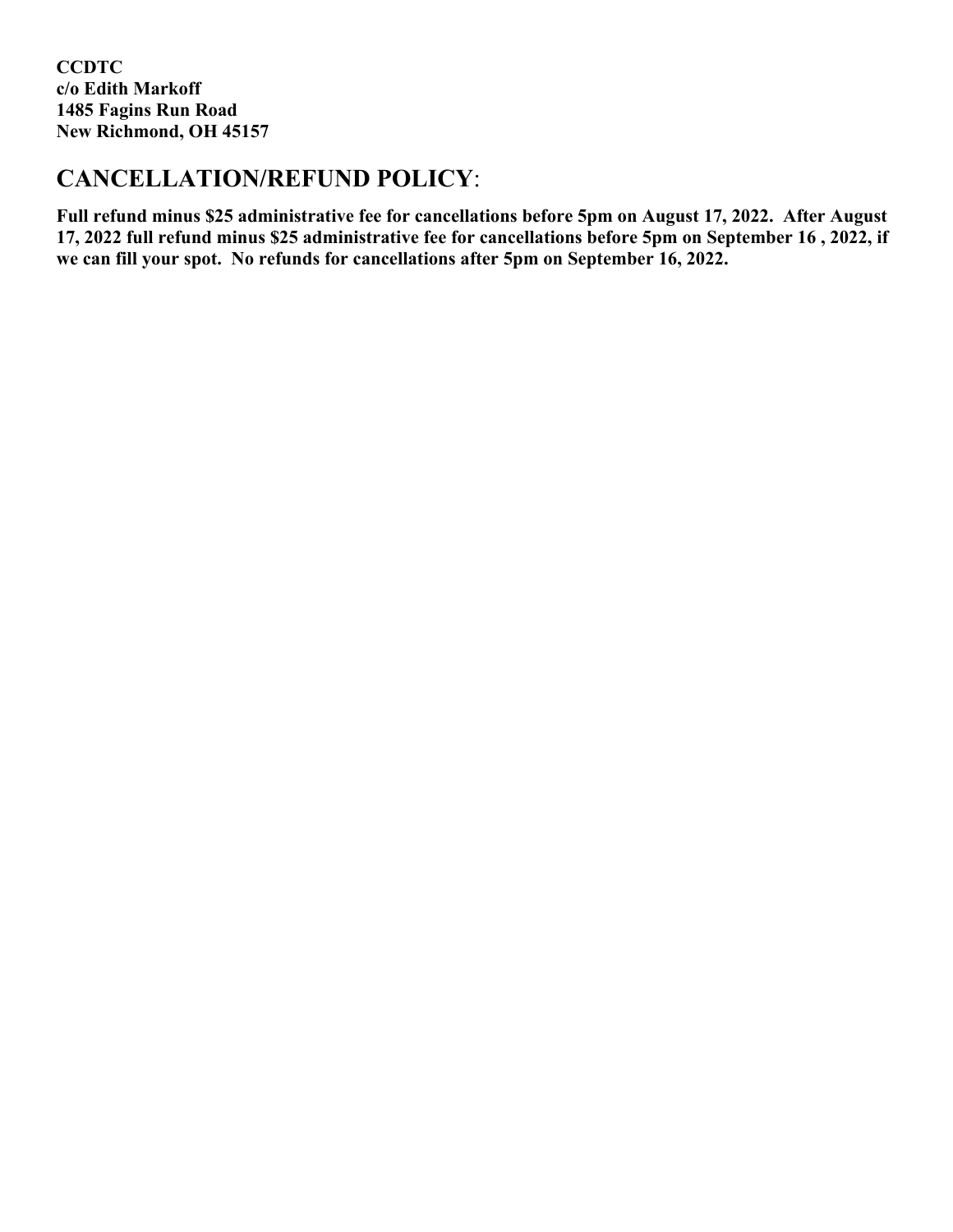**CCDTC**
**c/o Edith Markoff**
**1485 Fagins Run Road**
**New Richmond, OH 45157**

## CANCELLATION/REFUND POLICY:

**Full refund minus $25 administrative fee for cancellations before 5pm on August 17, 2022. After August 17, 2022 full refund minus $25 administrative fee for cancellations before 5pm on September 16 , 2022, if we can fill your spot. No refunds for cancellations after 5pm on September 16, 2022.**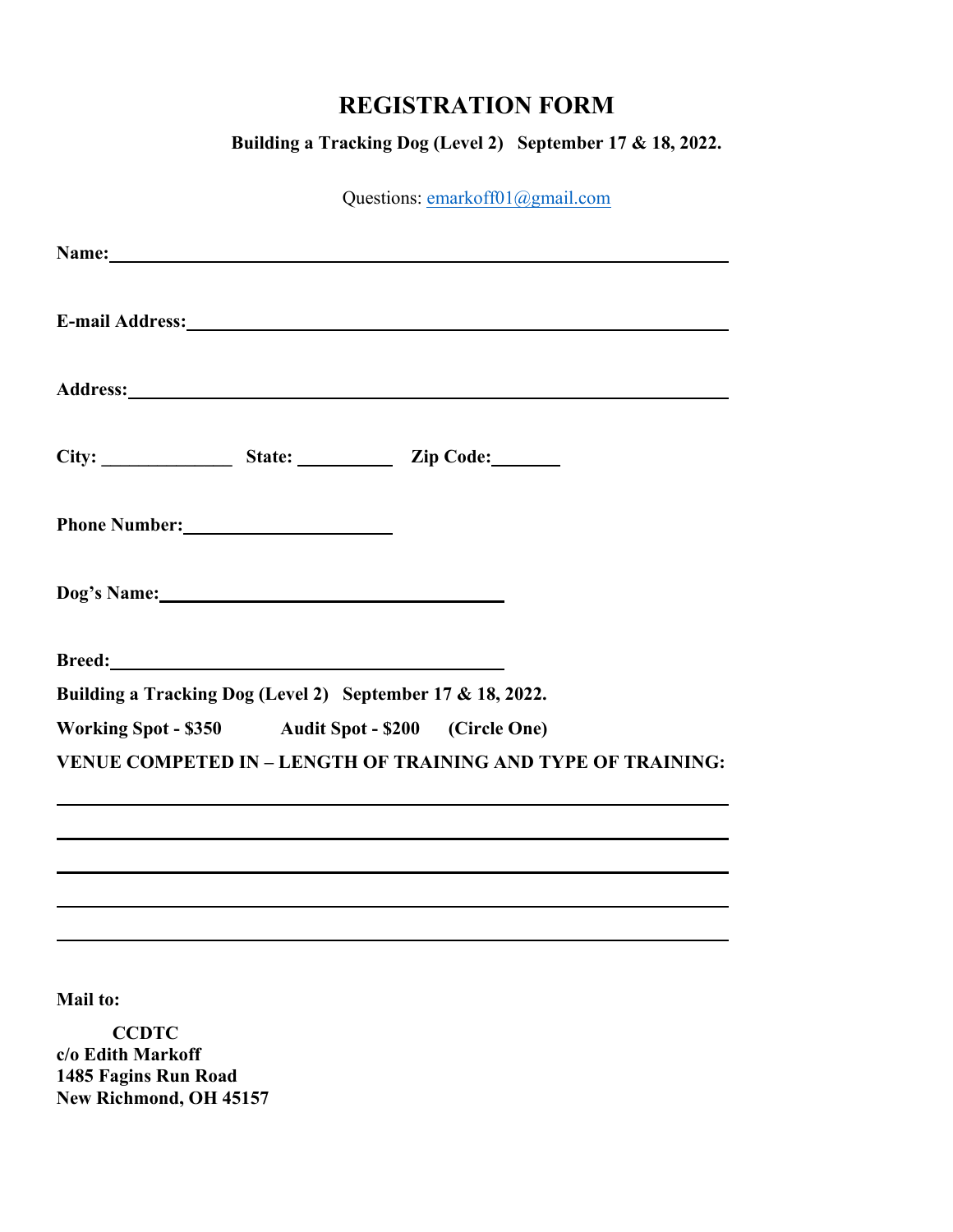# REGISTRATION FORM

**Building a Tracking Dog (Level 2) September 17 & 18, 2022.**

Questions: emarkoff01@gmail.com

**Name:** ______________________________________________

**E-mail Address:** ______________________________________________

**Address:** ______________________________________________

**City:** ______________ **State:** __________ **Zip Code:** _______

**Phone Number:** ______________________

**Dog's Name:** ______________________________

**Breed:** ______________________________

**Building a Tracking Dog (Level 2) September 17 & 18, 2022.**

**Working Spot - $350 Audit Spot - $200 (Circle One)**

**VENUE COMPETED IN – LENGTH OF TRAINING AND TYPE OF TRAINING:**

______________________________________________

______________________________________________

______________________________________________

______________________________________________

______________________________________________

**Mail to:**

**CCDTC**
**c/o Edith Markoff**
**1485 Fagins Run Road**
**New Richmond, OH 45157**